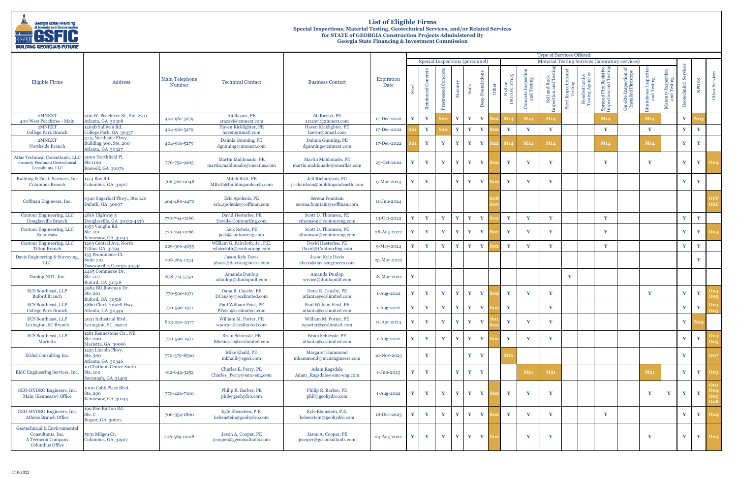# List of Eligible Firms

## Special Inspections, Material Testing, Geotechnical Services, and/or Related Services for STATE of GEORGIA Construction Projects Administered By Georgia State Financing & Investment Commission

| | | | | | | Type of Services Offered | | | | | | | | | | | | | | | | | | |
|---|---|---|---|---|---|---|---|---|---|---|---|---|---|---|---|---|---|---|---|---|---|---|---|---|
| | | | | | | Special Inspections (personnel) | | | | | | | Material Testing Services (laboratory services) | | | | | | | | | | | |
| Eligible Firms | Address | Main Telephone Number | Technical Contact | Business Contact | Expiration Date | Steel | Reinforced Concrete | Prestressed Concrete | Masonry | Soils | Deep Foundations | Other | R18 or ISO/IEC 17025 | Concrete Inspection and Testing | Soil and Rock Inspection and Testing | Steel Inspection and Testing | Nondestructive Testing Agencies | Sprayed Fire Resistive Inspection and Testing | On-Site Inspection of Installed Firestops | Bituminous Inspection and Testing | Masonry Inspection and Testing | Geotechnical Services | NPDES | Other Services |
| 2MNEXT 400 West Peachtree - Main | 400 W. Peachtree St., Ste. 2701 Atlanta, GA 30308 | 404-961-5279 | Ali Razavi, PE arazavi@2mnext.com | Ali Razavi, PE arazavi@2mnext.com | 17-Dec-2022 | Y | Y | S20 | Y | Y | Y | S22 | M14 | M14 | M14 | | | M14 | | M14 | | Y | N03 | |
| 2MNEXT College Park Branch | 1465B Sullivan Rd. College Park, GA 30337 | 404-961-5279 | Haven Kicklighter, PE haven@2matl.com | Haven Kicklighter, PE haven@2matl.com | 17-Dec-2022 | S21 | Y | S20 | Y | Y | Y | S02 | Y | Y | Y | | | Y | | Y | | Y | Y | |
| 2MNEXT Northside Branch | 3715 Northside Pkwy. Building 300, Ste. 200 Atlanta, GA 30327 | 404-961-5279 | Daimia Gunning, PE dgunning@2mnext.com | Daimia Gunning, PE dgunning@2mnext.com | 17-Dec-2022 | S21 | Y | Y | Y | Y | Y | S22 | M14 | M14 | M14 | | | M14 | | M14 | | Y | Y | |
| Atlas Technical Consultants, LLC formerly Piedmont Geotechnical Consultants, LLC | 3000 Northfield Pl. Ste 1100 Roswell, GA 30076 | 770-752-9205 | Martin Maldonado, PE martin.maldonado@oneatlas.com | Martin Maldonado, PE martin.maldonado@oneatlas.com | 23-Oct-2022 | Y | Y | Y | Y | Y | Y | S02 | Y | Y | Y | | | Y | | Y | | Y | Y | O04 |
| Building & Earth Sciences, Inc. Columbus Branch | 1414 Box Rd. Columbus, GA 31907 | 706-562-0048 | Mitch Britt, PE MBritt@buildingandearth.com | Jeff Richardson, PG jrichardson@buildingandearth.com | 9-Mar-2023 | Y | Y | | Y | Y | Y | S02 | Y | Y | Y | | | | | | | Y | Y | |
| Coffman Engineers, Inc. | 6340 Sugarloaf Pkwy., Ste. 140 Duluth, GA 30097 | 404-480-4470 | Eric Apolenis, PE eric.apolenis@coffman.com | Serena Fountain serena.fountain@coffman.com | 11-Jun-2024 | | | | | | | S08 S09 | | | | | | | | | | | | OFP OSC |
| Contour Engineering, LLC Douglasville Branch | 4816 Highway 5 Douglasville, GA 30135-4536 | 770-794-0266 | David Hesterlee, PE David@ContourEng.com | Scott D. Thomson, PE sthomson@contoureng.com | 13-Oct-2022 | Y | Y | Y | Y | Y | Y | S02 | Y | Y | Y | | | Y | | | | Y | Y | |
| Contour Engineering, LLC Kennesaw | 1955 Vaughn Rd. Ste. 101 Kennesaw, GA 30144 | 770-794-0266 | Jack Rebeiz, PE jack@contoureng.com | Scott D. Thomson, PE sthomson@contoureng.com | 28-Aug-2022 | Y | Y | Y | Y | Y | Y | S02 | Y | Y | Y | | | Y | | | | Y | Y | O04 |
| Contour Engineering, LLC Tifton Branch | 1203 Central Ave. North Tifton, GA 31794 | 229-396-4655 | William G. Faircloth, Jr., P.E. wfaircloth@contoureng.com | David Hesterlee, PE David@ContourEng.com | 9-May-2024 | Y | Y | Y | Y | Y | Y | S02 | Y | Y | Y | | | Y | | | | Y | Y | |
| Davis Engineering & Surveying, LLC | 133 Prominence Ct. Suite 210 Dawsonville, Georgia 30534 | 706-265-1234 | Jason Kyle Davis jdavis@davisengineers.com | Jason Kyle Davis jdavis@davisengineers.com | 25-May-2022 | | | | | | | | | | | | | | | | | | Y | |
| Dunlop NDT, Inc. | 4465 Commerce Dr. Ste. 107 Buford, GA 30518 | 678-714-5750 | Amanda Dunlop adunlop@dunlopndt.com | Amanda Dunlop service@dunlopndt.com | 18-Mar-2022 | Y | | | | | | | | | | | Y | | | | | | | |
| ECS Southeast, LLP Buford Branch | 4984 BU Bowman Dr. Ste. 201 Buford, GA 30518 | 770-590-1971 | Dana R. Causby, PE DCausby@ecslimited.com | Dana R. Causby, PE atlanta@ecslimited.com | 1-Aug-2022 | Y | Y | Y | Y | Y | Y | S02 | Y | Y | Y | | | | | Y | | Y | Y | O04 O05 |
| ECS Southeast, LLP College Park Branch | 4860 Clark Howell Hwy. Atlanta, GA 30349 | 770-590-1971 | Paul William Feist, PE PFeist@ecslimited .com | Paul William Feist, PE atlanta@ecslimited.com | 1-Aug-2022 | Y | Y | Y | Y | Y | Y | S02 | Y | | Y | | | | | | | Y | Y | O04 O05 |
| ECS Southeast, LLP Lexington, SC Branch | 2031 Industrial Blvd. Lexington, SC 29072 | 803-250-3377 | William M. Porter, PE wporter@ecslimited.com | William M. Porter, PE wporter@ecslimited.com | 11-Apr-2024 | Y | Y | Y | Y | Y | Y | S01 S02 | Y | Y | Y | | | | | | | Y | N05 | |
| ECS Southeast, LLP Marietta | 1281 Kennestone Cir., NE Ste. 200 Marietta, GA 30066 | 770-590-1971 | Brian Schiessle, PE BSchiessle@ecslimited.com | Brian Schiessle, PE atlanta@ecslimited.com | 1-Aug-2022 | Y | Y | Y | Y | Y | Y | S02 | Y | Y | Y | | | | | | | Y | Y | O04 O05 |
| EGSci Consulting Inc. | 1455 Lincoln Pkwy. Ste. 500 Atlanta, GA 30346 | 770-379-8590 | Mike Khalil, PE mkhalil@egsci.com | Margaret Hammond mhammond@mc2engineers.com | 10-Nov-2023 | | Y | | | Y | Y | | M10 | | | | | | | | | Y | | O07 |
| EMC Engineering Services, Inc. | 10 Chatham Center South Ste. 100 Savannah, GA 31405 | 912-644-3252 | Charles E. Perry, PE Charles_Perry@emc-eng.com | Adam Ragsdale Adam_Ragsdale@emc-eng.com | 1-Jun-2023 | Y | Y | | Y | Y | Y | | | M51 | M51 | | | | | M51 | | Y | Y | O03 |
| GEO-HYDRO Engineers, Inc. Main (Kennesaw) Office | 1000 Cobb Place Blvd. Ste. 290 Kennesaw, GA 30144 | 770-426-7100 | Philip R. Barber, PE phil@geohydro.com | Philip R. Barber, PE phil@geohydro.com | 1-Aug-2022 | Y | Y | Y | Y | Y | Y | S02 | Y | Y | Y | | | | | Y | Y | Y | Y | O01 O04 O05 O08 |
| GEO-HYDRO Engineers, Inc. Athens Branch Office | 190 Ben Burton Rd. Ste. C Bogart, GA 30622 | 706-354-1800 | Kyle Ebenstein, P.E. kebenstein@geohydro.com | Kyle Ebenstein, P.E. kebenstein@geohydro.com | 18-Dec-2023 | Y | Y | Y | Y | Y | Y | S02 | Y | Y | Y | | | Y | | | | Y | Y | O04 |
| Geotechnical & Environmental Consultants, Inc. A Terracon Company Columbus Office | 5031 Milgen Ct. Columbus, GA 31907 | 706-569-0008 | Jason A. Cooper, PE jcooper@geconsultants.com | Jason A. Cooper, PE jcooper@geconsultants.com | 24-Aug-2022 | Y | Y | Y | Y | Y | Y | S02 | | Y | Y | | | | | Y | | Y | Y | O04 |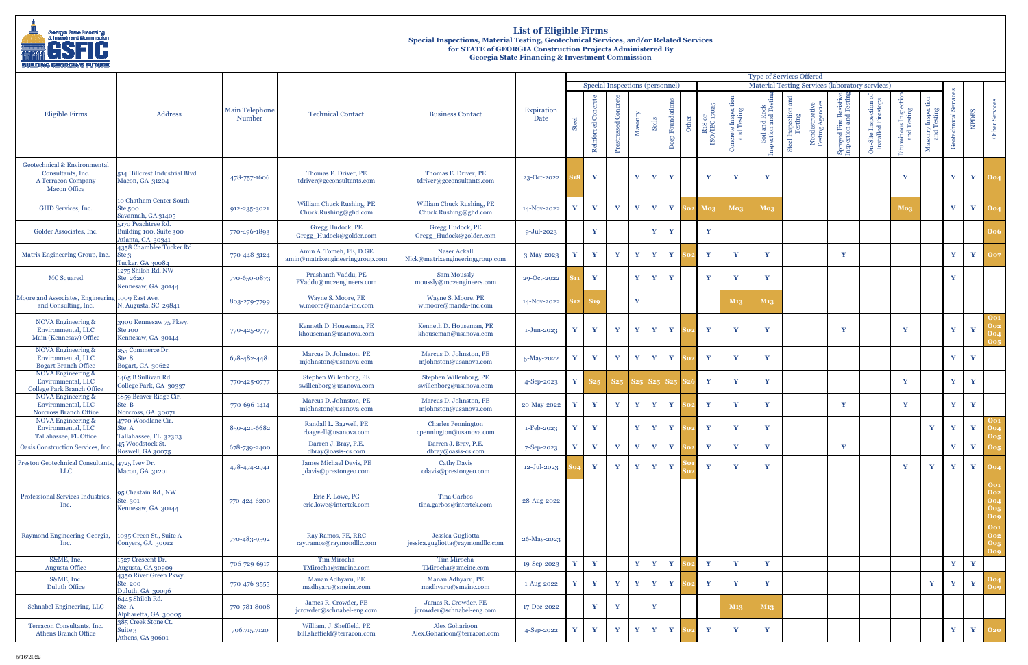# List of Eligible Firms

**Special Inspections, Material Testing, Geotechnical Services, and/or Related Services for STATE of GEORGIA Construction Projects Administered By Georgia State Financing & Investment Commission**

| | | | | | | Type of Services Offered | | | | | | | | | | | | | | | | | | |
|---|---|---|---|---|---|---|---|---|---|---|---|---|---|---|---|---|---|---|---|---|---|---|---|---|
| | | | | | | Special Inspections (personnel) | | | | | | | Material Testing Services (laboratory services) | | | | | | | | | | | |
| Eligible Firms | Address | Main Telephone Number | Technical Contact | Business Contact | Expiration Date | Steel | Reinforced Concrete | Prestressed Concrete | Masonry | Soils | Deep Foundations | Other | R18 or ISO/IEC 17025 | Concrete Inspection and Testing | Soil and Rock Inspection and Testing | Steel Inspection and Testing | Nondestructive Testing Agencies | Sprayed Fire Resistive Inspection and Testing | On-Site Inspection of Installed Firestops | Bituminous Inspection and Testing | Masonry Inspection and Testing | Geotechnical Services | NPDES | Other Services |
| Geotechnical & Environmental Consultants, Inc. A Terracon Company Macon Office | 514 Hillcrest Industrial Blvd. Macon, GA 31204 | 478-757-1606 | Thomas E. Driver, PE tdriver@geconsultants.com | Thomas E. Driver, PE tdriver@geconsultants.com | 23-Oct-2022 | S18 | Y | | Y | Y | Y | | Y | Y | Y | | | | | Y | | Y | Y | O04 |
| GHD Services, Inc. | 10 Chatham Center South Ste 500 Savannah, GA 31405 | 912-235-3021 | William Chuck Rushing, PE Chuck.Rushing@ghd.com | William Chuck Rushing, PE Chuck.Rushing@ghd.com | 14-Nov-2022 | Y | Y | Y | Y | Y | Y | S02 | M03 | M03 | M03 | | | | | M03 | | Y | Y | O04 |
| Golder Associates, Inc. | 5170 Peachtree Rd. Building 100, Suite 300 Atlanta, GA 30341 | 770-496-1893 | Gregg Hudock, PE Gregg_Hudock@golder.com | Gregg Hudock, PE Gregg_Hudock@golder.com | 9-Jul-2023 | | Y | | | Y | Y | | Y | | | | | | | | | | | O06 |
| Matrix Engineering Group, Inc. | 4358 Chamblee Tucker Rd Ste 3 Tucker, GA 30084 | 770-448-3124 | Amin A. Tomeh, PE, D.GE amin@matrixengineeringgroup.com | Naser Ackall Nick@matrixengineeringgroup.com | 3-May-2023 | Y | Y | Y | Y | Y | Y | S02 | Y | Y | Y | | | Y | | | | Y | Y | O07 |
| MC Squared | 1275 Shiloh Rd. NW Ste. 2620 Kennesaw, GA 30144 | 770-650-0873 | Prashanth Vaddu, PE PVaddu@mc2engineers.com | Sam Moussly moussly@mc2engineers.com | 29-Oct-2022 | S11 | Y | | Y | Y | Y | | Y | Y | Y | | | | | | | Y | | |
| Moore and Associates, Engineering and Consulting, Inc. | 1009 East Ave. N. Augusta, SC 29841 | 803-279-7799 | Wayne S. Moore, PE w.moore@manda-inc.com | Wayne S. Moore, PE w.moore@manda-inc.com | 14-Nov-2022 | S12 | S19 | | Y | | | | | M13 | M13 | | | | | | | | | |
| NOVA Engineering & Environmental, LLC Main (Kennesaw) Office | 3900 Kennesaw 75 Pkwy. Ste 100 Kennesaw, GA 30144 | 770-425-0777 | Kenneth D. Houseman, PE khouseman@usanova.com | Kenneth D. Houseman, PE khouseman@usanova.com | 1-Jun-2023 | Y | Y | Y | Y | Y | Y | S02 | Y | Y | Y | | | Y | | Y | | Y | Y | O01 O02 O04 O05 |
| NOVA Engineering & Environmental, LLC Bogart Branch Office | 255 Commerce Dr. Ste. 8 Bogart, GA 30622 | 678-482-4481 | Marcus D. Johnston, PE mjohnston@usanova.com | Marcus D. Johnston, PE mjohnston@usanova.com | 5-May-2022 | Y | Y | Y | Y | Y | Y | S02 | Y | Y | Y | | | | | | | Y | Y | |
| NOVA Engineering & Environmental, LLC College Park Branch Office | 1465 B Sullivan Rd. College Park, GA 30337 | 770-425-0777 | Stephen Willenborg, PE swillenborg@usanova.com | Stephen Willenborg, PE swillenborg@usanova.com | 4-Sep-2023 | Y | S25 | S25 | S25 | S25 | S25 | S26 | Y | Y | Y | | | | | Y | | Y | Y | |
| NOVA Engineering & Environmental, LLC Norcross Branch Office | 1859 Beaver Ridge Cir. Ste. B Norcross, GA 30071 | 770-696-1414 | Marcus D. Johnston, PE mjohnston@usanova.com | Marcus D. Johnston, PE mjohnston@usanova.com | 20-May-2022 | Y | Y | Y | Y | Y | Y | S02 | Y | Y | Y | | | Y | | Y | | Y | Y | |
| NOVA Engineering & Environmental, LLC Tallahassee, FL Office | 4770 Woodlane Cir. Ste. A Tallahassee, FL 32303 | 850-421-6682 | Randall L. Bagwell, PE rbagwell@usanova.com | Charles Pennington cpennington@usanova.com | 1-Feb-2023 | Y | Y | | Y | Y | Y | S02 | Y | Y | Y | | | | | | Y | Y | Y | O01 O04 O05 |
| Oasis Construction Services, Inc. | 45 Woodstock St. Roswell, GA 30075 | 678-739-2400 | Darren J. Bray, P.E. dbray@oasis-cs.com | Darren J. Bray, P.E. dbray@oasis-cs.com | 7-Sep-2023 | Y | Y | Y | Y | Y | Y | S02 | Y | Y | Y | | | Y | | | | Y | Y | O05 |
| Preston Geotechnical Consultants, LLC | 4725 Ivey Dr. Macon, GA 31201 | 478-474-2941 | James Michael Davis, PE jdavis@prestongeo.com | Cathy Davis cdavis@prestongeo.com | 12-Jul-2023 | S04 | Y | Y | Y | Y | Y | S01 S02 | Y | Y | Y | | | | | Y | Y | Y | Y | O04 |
| Professional Services Industries, Inc. | 95 Chastain Rd., NW Ste. 301 Kennesaw, GA 30144 | 770-424-6200 | Eric F. Lowe, PG eric.lowe@intertek.com | Tina Garbos tina.garbos@intertek.com | 28-Aug-2022 | | | | | | | | | | | | | | | | | | | O01 O02 O04 O05 O09 |
| Raymond Engineering-Georgia, Inc. | 1035 Green St., Suite A Conyers, GA 30012 | 770-483-9592 | Ray Ramos, PE, RRC ray.ramos@raymondllc.com | Jessica Gugliotta jessica.gugliotta@raymondllc.com | 26-May-2023 | | | | | | | | | | | | | | | | | | | O01 O02 O05 O09 |
| S&ME, Inc. Augusta Office | 1527 Crescent Dr. Augusta, GA 30909 | 706-729-6917 | Tim Mirocha TMirocha@smeinc.com | Tim Mirocha TMirocha@smeinc.com | 19-Sep-2023 | Y | Y | | Y | Y | Y | S02 | Y | Y | Y | | | | | | | Y | Y | |
| S&ME, Inc. Duluth Office | 4350 River Green Pkwy. Ste. 200 Duluth, GA 30096 | 770-476-3555 | Manan Adhyaru, PE madhyaru@smeinc.com | Manan Adhyaru, PE madhyaru@smeinc.com | 1-Aug-2022 | Y | Y | Y | Y | Y | Y | S02 | Y | Y | Y | | | | | | Y | Y | Y | O04 O09 |
| Schnabel Engineering, LLC | 6445 Shiloh Rd. Ste. A Alpharetta, GA 30005 | 770-781-8008 | James R. Crowder, PE jcrowder@schnabel-eng.com | James R. Crowder, PE jcrowder@schnabel-eng.com | 17-Dec-2022 | | Y | Y | | Y | | | | M13 | M13 | | | | | | | | | |
| Terracon Consultants, Inc. Athens Branch Office | 385 Creek Stone Ct. Suite 3 Athens, GA 30601 | 706.715.7120 | William, J. Sheffield, PE bill.sheffield@terracon.com | Alex Gharioon Alex.Goharioon@terracon.com | 4-Sep-2022 | Y | Y | Y | Y | Y | Y | S02 | Y | Y | Y | | | | | | | Y | Y | O20 |

5/16/2022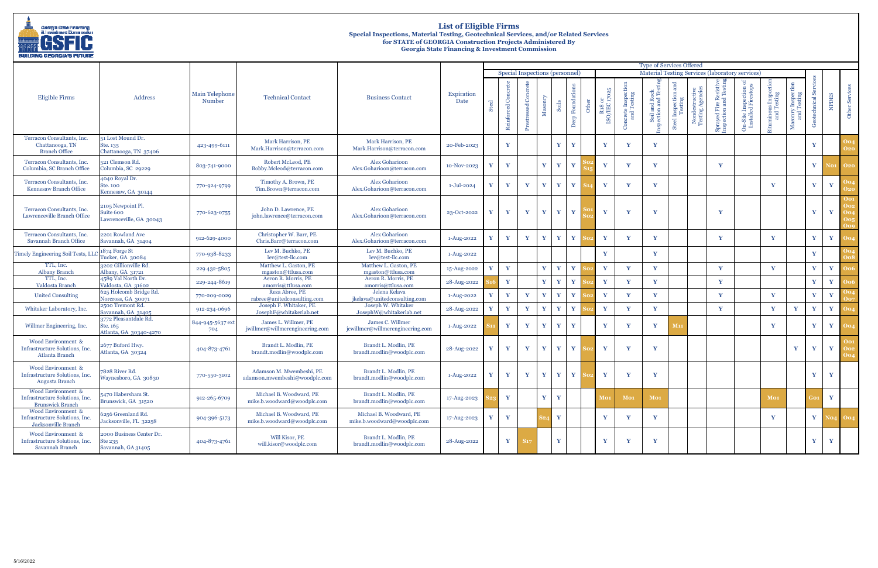# List of Eligible Firms

## Special Inspections, Material Testing, Geotechnical Services, and/or Related Services for STATE of GEORGIA Construction Projects Administered By Georgia State Financing & Investment Commission

| Eligible Firms | Address | Main Telephone Number | Technical Contact | Business Contact | Expiration Date | Type of Services Offered | | | | | | | | | | | | | | | | | | |
|---|---|---|---|---|---|---|---|---|---|---|---|---|---|---|---|---|---|---|---|---|---|---|---|---|
| | | | | | | Special Inspections (personnel) | | | | | | | Material Testing Services (laboratory services) | | | | | | | | | | | |
| | | | | | | Steel | Reinforced Concrete | Prestressed Concrete | Masonry | Soils | Deep Foundations | Other | R18 or ISO/IEC 17025 | Concrete Inspection and Testing | Soil and Rock Inspection and Testing | Steel Inspection and Testing | Nondestructive Testing Agencies | Sprayed Fire Resistive Inspection and Testing | On-Site Inspection of Installed Firestops | Bituminous Inspection and Testing | Masonry Inspection and Testing | Geotechnical Services | NPDES | Other Services |
| Terracon Consultants, Inc. Chattanooga, TN Branch Office | 51 Lost Mound Dr. Ste. 135 Chattanooga, TN 37406 | 423-499-6111 | Mark Harrison, PE Mark.Harrison@terracon.com | Mark Harrison, PE Mark.Harrison@terracon.com | 20-Feb-2023 | | Y | | | Y | Y | | Y | Y | Y | | | | | | | Y | | O04 O20 |
| Terracon Consultants, Inc. Columbia, SC Branch Office | 521 Clemson Rd. Columbia, SC 29229 | 803-741-9000 | Robert McLeod, PE Bobby.Mcleod@terracon.com | Alex Gobarioon Alex.Gobarioon@terracon.com | 10-Nov-2023 | Y | Y | | Y | Y | Y | S02 S15 | Y | Y | Y | | | Y | | | | Y | N01 | O20 |
| Terracon Consultants, Inc. Kennesaw Branch Office | 4040 Royal Dr. Ste. 100 Kennesaw, GA 30144 | 770-924-9799 | Timothy A. Brown, PE Tim.Brown@terracon.com | Alex Gobarioon Alex.Gobarioon@terracon.com | 1-Jul-2024 | Y | Y | Y | Y | Y | Y | S14 | Y | Y | Y | | | | | Y | | Y | Y | O04 O20 |
| Terracon Consultants, Inc. Lawrenceville Branch Office | 2105 Newpoint Pl. Suite 600 Lawrenceville, GA 30043 | 770-623-0755 | John D. Lawrence, PE john.lawrence@terracon.com | Alex Gobarioon Alex.Gobarioon@terracon.com | 23-Oct-2022 | Y | Y | Y | Y | Y | Y | S01 S02 | Y | Y | Y | | | Y | | | | Y | Y | O01 O02 O04 O05 O09 |
| Terracon Consultants, Inc. Savannah Branch Office | 2201 Rowland Ave Savannah, GA 31404 | 912-629-4000 | Christopher W. Barr, PE Chris.Barr@terracon.com | Alex Gobarioon Alex.Gobarioon@terracon.com | 1-Aug-2022 | Y | Y | Y | Y | Y | Y | S02 | Y | Y | Y | | | Y | | Y | | Y | Y | O04 |
| Timely Engineering Soil Tests, LLC | 1874 Forge St Tucker, GA 30084 | 770-938-8233 | Lev M. Buchko, PE lev@test-llc.com | Lev M. Buchko, PE lev@test-llc.com | 1-Aug-2022 | | | | | | | | Y | | Y | | | | | | | Y | | O04 O08 |
| TTL, Inc. Albany Branch | 3202 Gillionville Rd. Albany, GA 31721 | 229 432-5805 | Matthew L. Gaston, PE mgaston@ttlusa.com | Matthew L. Gaston, PE mgaston@ttlusa.com | 15-Aug-2022 | Y | Y | | Y | Y | Y | S02 | Y | Y | Y | | | Y | | Y | | Y | Y | O06 |
| TTL, Inc. Valdosta Branch | 4589 Val North Dr. Valdosta, GA 31602 | 229-244-8619 | Aeron R. Morris, PE amorris@ttlusa.com | Aeron R. Morris, PE amorris@ttlusa.com | 28-Aug-2022 | S16 | Y | | Y | Y | Y | S02 | Y | Y | Y | | | Y | | | | Y | Y | O06 |
| United Consulting | 625 Holcomb Bridge Rd. Norcross, GA 30071 | 770-209-0029 | Reza Abree, PE rabree@unitedconsulting.com | Jelena Kelava jkelava@unitedconsulting.com | 1-Aug-2022 | Y | Y | Y | Y | Y | Y | S02 | Y | Y | Y | | | Y | | Y | | Y | Y | O04 O07 |
| Whitaker Laboratory, Inc. | 2500 Tremont Rd. Savannah, GA 31405 | 912-234-0696 | Joseph F. Whitaker, PE JosephF@whitakerlab.net | Joseph W. Whitaker JosephW@whitakerlab.net | 28-Aug-2022 | Y | Y | Y | Y | Y | Y | S02 | Y | Y | Y | | | Y | | Y | Y | Y | Y | O04 |
| Willmer Engineering, Inc. | 3772 Pleasantdale Rd. Ste. 165 Atlanta, GA 30340-4270 | 844-945-5637 ext 704 | James L. Willmer, PE jwillmer@willmerengineering.com | James C. Willmer jcwillmer@willmerengineering.com | 1-Aug-2022 | S11 | Y | Y | Y | Y | Y | | Y | Y | Y | M11 | | | | Y | | Y | Y | O04 |
| Wood Environment & Infrastructure Solutions, Inc. Atlanta Branch | 2677 Buford Hwy. Atlanta, GA 30324 | 404-873-4761 | Brandt L. Modlin, PE brandt.modlin@woodplc.com | Brandt L. Modlin, PE brandt.modlin@woodplc.com | 28-Aug-2022 | Y | Y | Y | Y | Y | Y | S02 | Y | Y | Y | | | | | | Y | Y | Y | O01 O02 O04 |
| Wood Environment & Infrastructure Solutions, Inc. Augusta Branch | 7828 River Rd. Waynesboro, GA 30830 | 770-550-3102 | Adamson M. Mwembeshi, PE adamson.mwembeshi@woodplc.com | Brandt L. Modlin, PE brandt.modlin@woodplc.com | 1-Aug-2022 | Y | Y | Y | Y | Y | Y | S02 | Y | Y | Y | | | | | | | Y | Y | |
| Wood Environment & Infrastructure Solutions, Inc. Brunswick Branch | 5470 Habersham St. Brunswick, GA 31520 | 912-265-6709 | Michael B. Woodward, PE mike.b.woodward@woodplc.com | Brandt L. Modlin, PE brandt.modlin@woodplc.com | 17-Aug-2023 | S23 | Y | | Y | Y | | | M01 | M01 | M01 | | | | | M01 | | G01 | Y | |
| Wood Environment & Infrastructure Solutions, Inc. Jacksonville Branch | 6256 Greenland Rd. Jacksonville, FL 32258 | 904-396-5173 | Michael B. Woodward, PE mike.b.woodward@woodplc.com | Michael B. Woodward, PE mike.b.woodward@woodplc.com | 17-Aug-2023 | Y | Y | | S24 | Y | | | Y | Y | Y | | | | | Y | | Y | N04 | O04 |
| Wood Environment & Infrastructure Solutions, Inc. Savannah Branch | 2000 Business Center Dr. Ste 235 Savannah, GA 31405 | 404-873-4761 | Will Kisor, PE will.kisor@woodplc.com | Brandt L. Modlin, PE brandt.modlin@woodplc.com | 28-Aug-2022 | | Y | S17 | | Y | | | Y | Y | Y | | | | | | | Y | Y | |

5/16/2022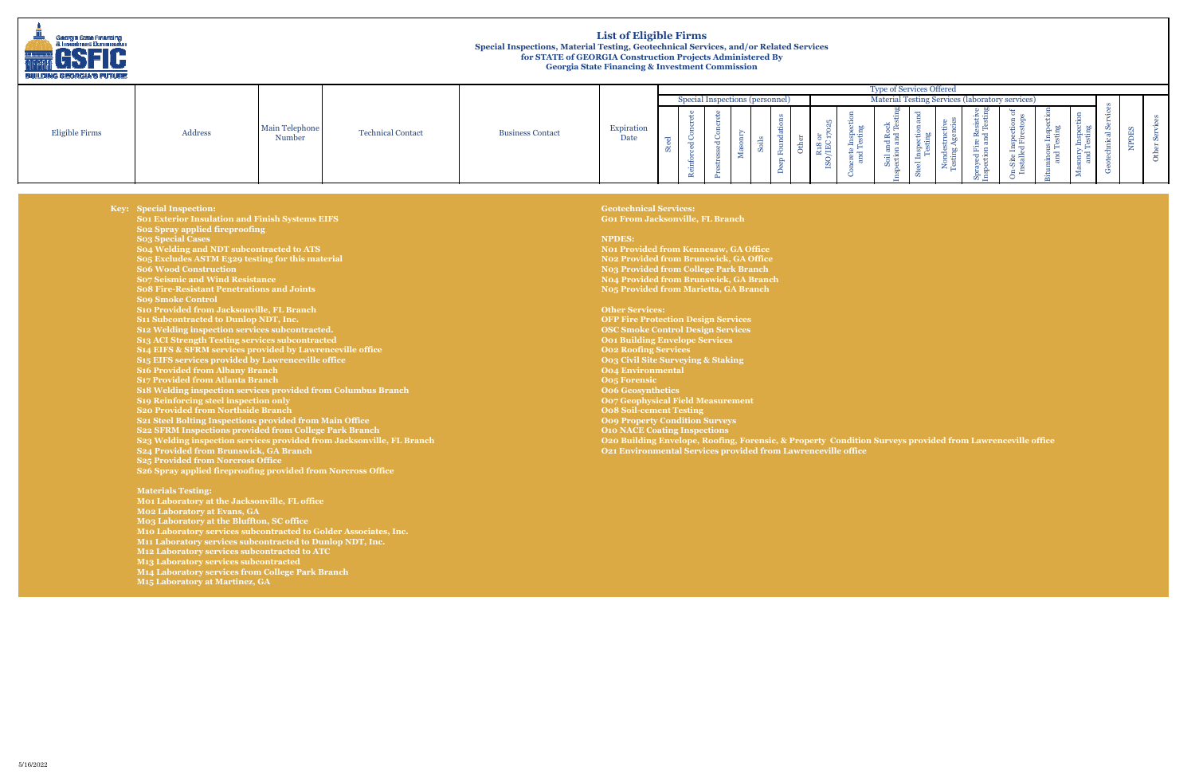# List of Eligible Firms

**Special Inspections, Material Testing, Geotechnical Services, and/or Related Services for STATE of GEORGIA Construction Projects Administered By Georgia State Financing & Investment Commission**

| Eligible Firms | Address | Main Telephone Number | Technical Contact | Business Contact | Expiration Date | Type of Services Offered | | | | | | | | | | | | | | | | | | |
|---|---|---|---|---|---|---|---|---|---|---|---|---|---|---|---|---|---|---|---|---|---|---|---|---|
| | | | | | | Special Inspections (personnel) | | | | | | | Material Testing Services (laboratory services) | | | | | | | | | | | |
| | | | | | | Steel | Reinforced Concrete | Prestressed Concrete | Masonry | Soils | Deep Foundations | Other | R18 or ISO/IEC 17025 | Concrete Inspection and Testing | Soil and Rock Inspection and Testing | Steel Inspection and Testing | Nondestructive Testing Agencies | Sprayed Fire Resistive Inspection and Testing | On-Site Inspection of Installed Firestops | Bituminous Inspection and Testing | Masonry Inspection and Testing | Geotechnical Services | NPDES | Other Services |

**Key: Special Inspection:**

**S01 Exterior Insulation and Finish Systems EIFS**
**S02 Spray applied fireproofing**
**S03 Special Cases**
**S04 Welding and NDT subcontracted to ATS**
**S05 Excludes ASTM E329 testing for this material**
**S06 Wood Construction**
**S07 Seismic and Wind Resistance**
**S08 Fire-Resistant Penetrations and Joints**
**S09 Smoke Control**
**S10 Provided from Jacksonville, FL Branch**
**S11 Subcontracted to Dunlop NDT, Inc.**
**S12 Welding inspection services subcontracted.**
**S13 ACI Strength Testing services subcontracted**
**S14 EIFS & SFRM services provided by Lawrenceville office**
**S15 EIFS services provided by Lawrenceville office**
**S16 Provided from Albany Branch**
**S17 Provided from Atlanta Branch**
**S18 Welding inspection services provided from Columbus Branch**
**S19 Reinforcing steel inspection only**
**S20 Provided from Northside Branch**
**S21 Steel Bolting Inspections provided from Main Office**
**S22 SFRM Inspections provided from College Park Branch**
**S23 Welding inspection services provided from Jacksonville, FL Branch**
**S24 Provided from Brunswick, GA Branch**
**S25 Provided from Norcross Office**
**S26 Spray applied fireproofing provided from Norcross Office**

**Materials Testing:**

**M01 Laboratory at the Jacksonville, FL office**
**M02 Laboratory at Evans, GA**
**M03 Laboratory at the Bluffton, SC office**
**M10 Laboratory services subcontracted to Golder Associates, Inc.**
**M11 Laboratory services subcontracted to Dunlop NDT, Inc.**
**M12 Laboratory services subcontracted to ATC**
**M13 Laboratory services subcontracted**
**M14 Laboratory services from College Park Branch**
**M15 Laboratory at Martinez, GA**

**Geotechnical Services:**

**G01 From Jacksonville, FL Branch**

**NPDES:**

**N01 Provided from Kennesaw, GA Office**
**N02 Provided from Brunswick, GA Office**
**N03 Provided from College Park Branch**
**N04 Provided from Brunswick, GA Branch**
**N05 Provided from Marietta, GA Branch**

**Other Services:**

**OFP Fire Protection Design Services**
**OSC Smoke Control Design Services**
**O01 Building Envelope Services**
**O02 Roofing Services**
**O03 Civil Site Surveying & Staking**
**O04 Environmental**
**O05 Forensic**
**O06 Geosynthetics**
**O07 Geophysical Field Measurement**
**O08 Soil-cement Testing**
**O09 Property Condition Surveys**
**O10 NACE Coating Inspections**
**O20 Building Envelope, Roofing, Forensic, & Property Condition Surveys provided from Lawrenceville office**
**O21 Environmental Services provided from Lawrenceville office**

5/16/2022